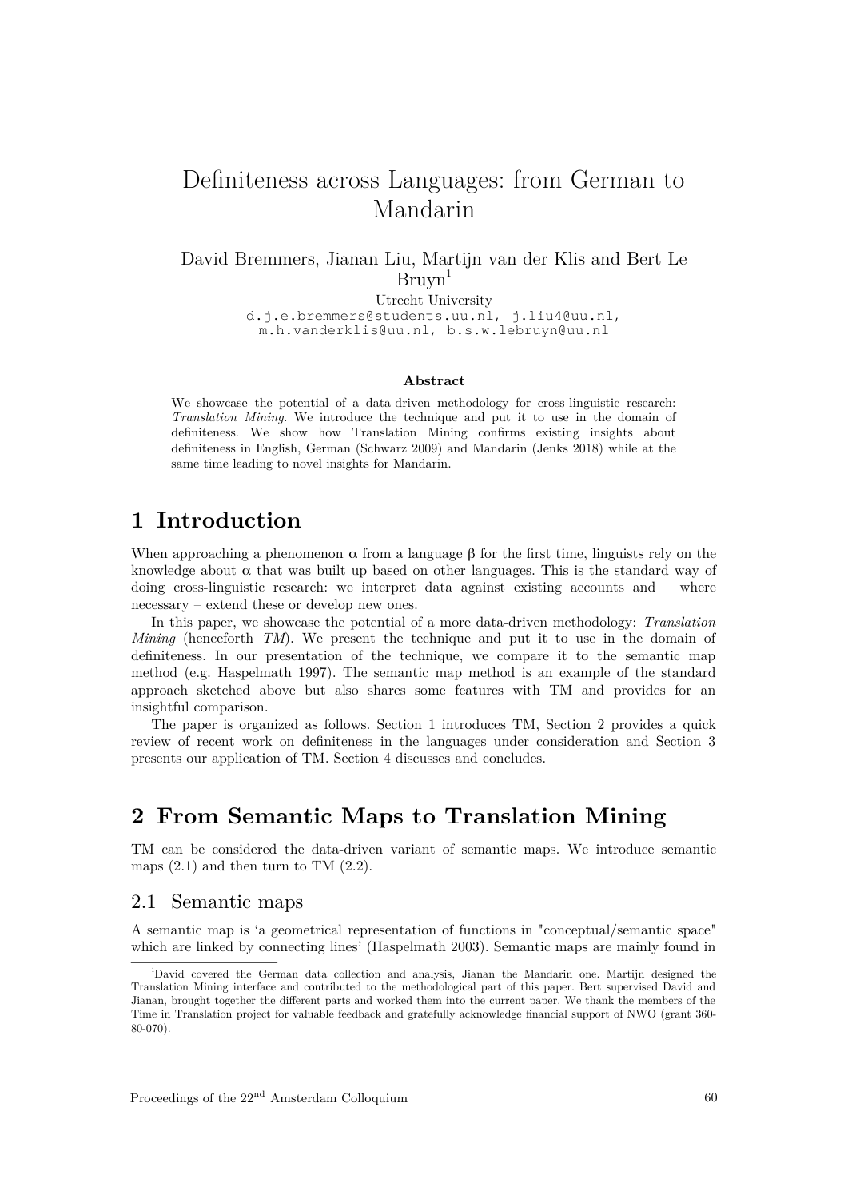# Definiteness across Languages: from German to Mandarin

David Bremmers, Jianan Liu, Martijn van der Klis and Bert Le Bruyn[1]

Utrecht University

d.j.e.bremmers@students.uu.nl, j.liu4@uu.nl, m.h.vanderklis@uu.nl, b.s.w.lebruyn@uu.nl

### Abstract

We showcase the potential of a data-driven methodology for cross-linguistic research: *Translation Mining*. We introduce the technique and put it to use in the domain of definiteness. We show how Translation Mining confirms existing insights about definiteness in English, German (Schwarz 2009) and Mandarin (Jenks 2018) while at the same time leading to novel insights for Mandarin.

## 1 Introduction

When approaching a phenomenon α from a language β for the first time, linguists rely on the knowledge about α that was built up based on other languages. This is the standard way of doing cross-linguistic research: we interpret data against existing accounts and – where necessary – extend these or develop new ones.

In this paper, we showcase the potential of a more data-driven methodology: *Translation Mining* (henceforth *TM*). We present the technique and put it to use in the domain of definiteness. In our presentation of the technique, we compare it to the semantic map method (e.g. Haspelmath 1997). The semantic map method is an example of the standard approach sketched above but also shares some features with TM and provides for an insightful comparison.

The paper is organized as follows. Section 1 introduces TM, Section 2 provides a quick review of recent work on definiteness in the languages under consideration and Section 3 presents our application of TM. Section 4 discusses and concludes.

## 2 From Semantic Maps to Translation Mining

TM can be considered the data-driven variant of semantic maps. We introduce semantic maps (2.1) and then turn to TM (2.2).

### 2.1 Semantic maps

A semantic map is 'a geometrical representation of functions in "conceptual/semantic space" which are linked by connecting lines' (Haspelmath 2003). Semantic maps are mainly found in

[1] David covered the German data collection and analysis, Jianan the Mandarin one. Martijn designed the Translation Mining interface and contributed to the methodological part of this paper. Bert supervised David and Jianan, brought together the different parts and worked them into the current paper. We thank the members of the Time in Translation project for valuable feedback and gratefully acknowledge financial support of NWO (grant 360-80-070).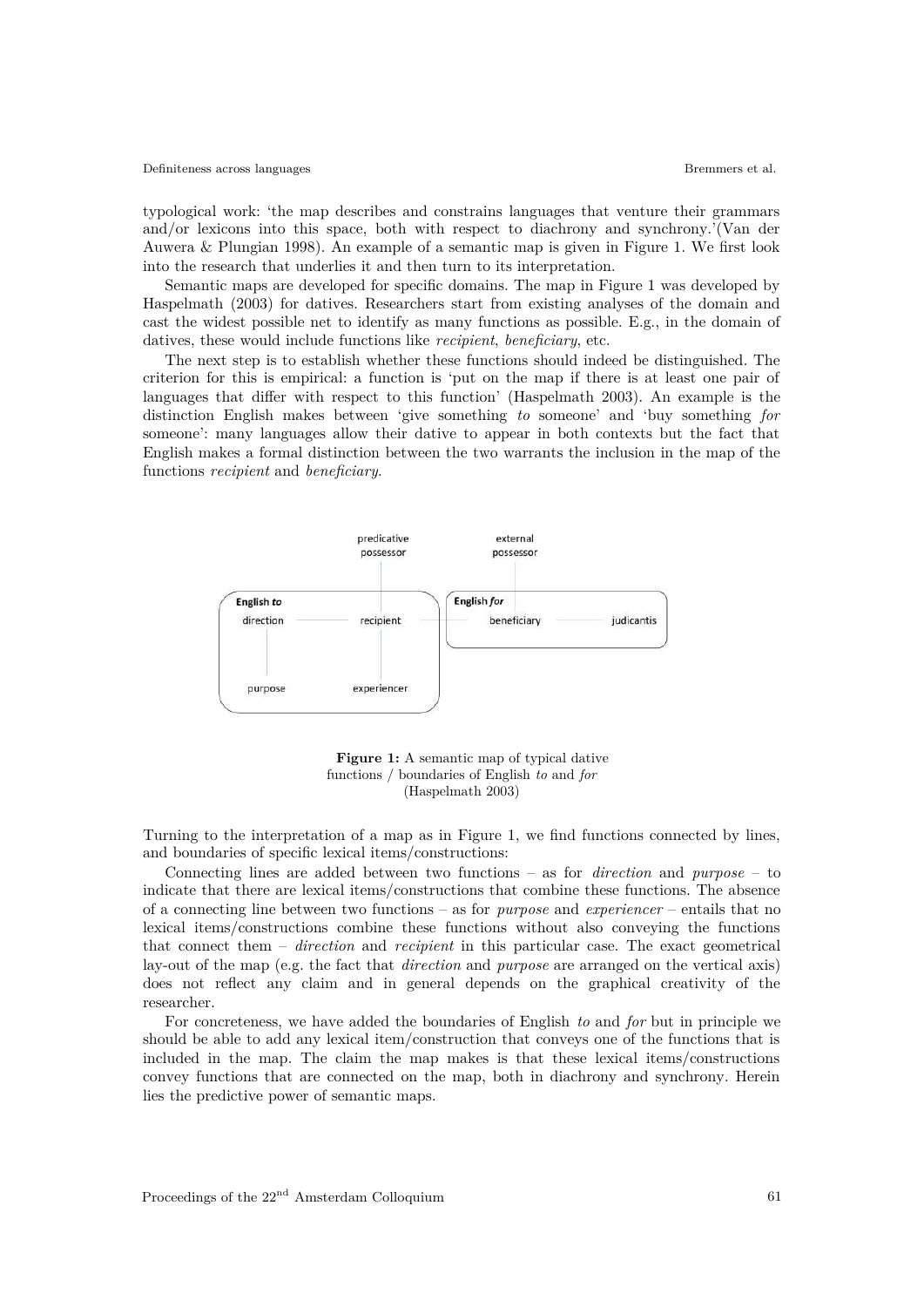typological work: 'the map describes and constrains languages that venture their grammars and/or lexicons into this space, both with respect to diachrony and synchrony.'(Van der Auwera & Plungian 1998). An example of a semantic map is given in Figure 1. We first look into the research that underlies it and then turn to its interpretation.

Semantic maps are developed for specific domains. The map in Figure 1 was developed by Haspelmath (2003) for datives. Researchers start from existing analyses of the domain and cast the widest possible net to identify as many functions as possible. E.g., in the domain of datives, these would include functions like *recipient*, *beneficiary*, etc.

The next step is to establish whether these functions should indeed be distinguished. The criterion for this is empirical: a function is 'put on the map if there is at least one pair of languages that differ with respect to this function' (Haspelmath 2003). An example is the distinction English makes between 'give something *to* someone' and 'buy something *for* someone': many languages allow their dative to appear in both contexts but the fact that English makes a formal distinction between the two warrants the inclusion in the map of the functions *recipient* and *beneficiary*.

predicative possessor — external possessor

**English *to***: direction — recipient; purpose; experiencer

**English *for***: beneficiary — judicantis

**Figure 1:** A semantic map of typical dative functions / boundaries of English *to* and *for* (Haspelmath 2003)

Turning to the interpretation of a map as in Figure 1, we find functions connected by lines, and boundaries of specific lexical items/constructions:

Connecting lines are added between two functions – as for *direction* and *purpose* – to indicate that there are lexical items/constructions that combine these functions. The absence of a connecting line between two functions – as for *purpose* and *experiencer* – entails that no lexical items/constructions combine these functions without also conveying the functions that connect them – *direction* and *recipient* in this particular case. The exact geometrical lay-out of the map (e.g. the fact that *direction* and *purpose* are arranged on the vertical axis) does not reflect any claim and in general depends on the graphical creativity of the researcher.

For concreteness, we have added the boundaries of English *to* and *for* but in principle we should be able to add any lexical item/construction that conveys one of the functions that is included in the map. The claim the map makes is that these lexical items/constructions convey functions that are connected on the map, both in diachrony and synchrony. Herein lies the predictive power of semantic maps.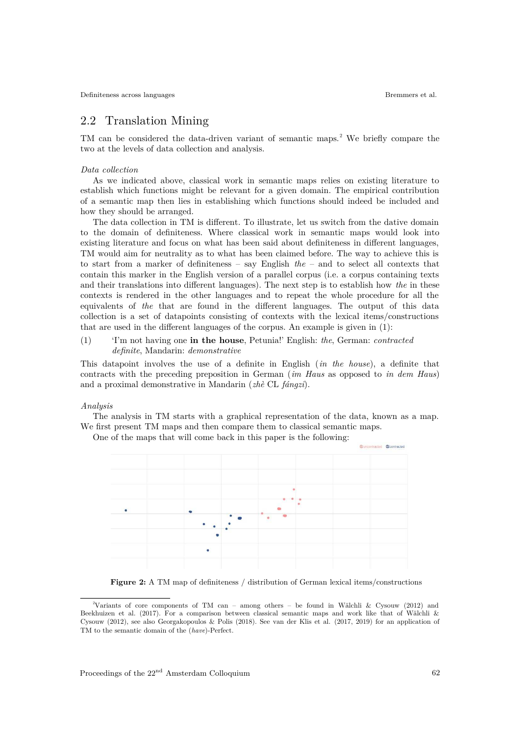## 2.2 Translation Mining

TM can be considered the data-driven variant of semantic maps.[2] We briefly compare the two at the levels of data collection and analysis.

*Data collection*

As we indicated above, classical work in semantic maps relies on existing literature to establish which functions might be relevant for a given domain. The empirical contribution of a semantic map then lies in establishing which functions should indeed be included and how they should be arranged.

The data collection in TM is different. To illustrate, let us switch from the dative domain to the domain of definiteness. Where classical work in semantic maps would look into existing literature and focus on what has been said about definiteness in different languages, TM would aim for neutrality as to what has been claimed before. The way to achieve this is to start from a marker of definiteness – say English *the* – and to select all contexts that contain this marker in the English version of a parallel corpus (i.e. a corpus containing texts and their translations into different languages). The next step is to establish how *the* in these contexts is rendered in the other languages and to repeat the whole procedure for all the equivalents of *the* that are found in the different languages. The output of this data collection is a set of datapoints consisting of contexts with the lexical items/constructions that are used in the different languages of the corpus. An example is given in (1):

(1) 'I'm not having one **in the house**, Petunia!' English: *the*, German: *contracted definite*, Mandarin: *demonstrative*

This datapoint involves the use of a definite in English (*in the house*), a definite that contracts with the preceding preposition in German (*im Haus* as opposed to *in dem Haus*) and a proximal demonstrative in Mandarin (*zhè* CL *fángzi*).

*Analysis*

The analysis in TM starts with a graphical representation of the data, known as a map. We first present TM maps and then compare them to classical semantic maps.

One of the maps that will come back in this paper is the following:

**Figure 2:** A TM map of definiteness / distribution of German lexical items/constructions

[2] Variants of core components of TM can – among others – be found in Wälchli & Cysouw (2012) and Beekhuizen et al. (2017). For a comparison between classical semantic maps and work like that of Wälchli & Cysouw (2012), see also Georgakopoulos & Polis (2018). See van der Klis et al. (2017, 2019) for an application of TM to the semantic domain of the (*have*)-Perfect.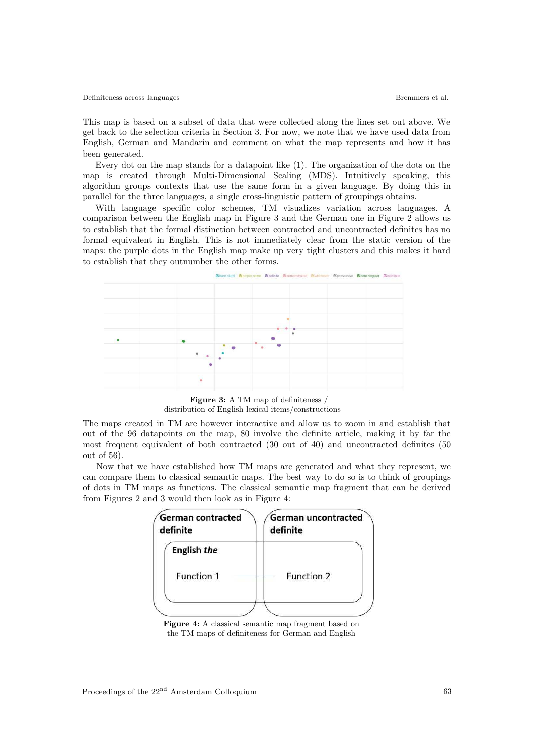This map is based on a subset of data that were collected along the lines set out above. We get back to the selection criteria in Section 3. For now, we note that we have used data from English, German and Mandarin and comment on what the map represents and how it has been generated.

Every dot on the map stands for a datapoint like (1). The organization of the dots on the map is created through Multi-Dimensional Scaling (MDS). Intuitively speaking, this algorithm groups contexts that use the same form in a given language. By doing this in parallel for the three languages, a single cross-linguistic pattern of groupings obtains.

With language specific color schemes, TM visualizes variation across languages. A comparison between the English map in Figure 3 and the German one in Figure 2 allows us to establish that the formal distinction between contracted and uncontracted definites has no formal equivalent in English. This is not immediately clear from the static version of the maps: the purple dots in the English map make up very tight clusters and this makes it hard to establish that they outnumber the other forms.

**Figure 3:** A TM map of definiteness / distribution of English lexical items/constructions

The maps created in TM are however interactive and allow us to zoom in and establish that out of the 96 datapoints on the map, 80 involve the definite article, making it by far the most frequent equivalent of both contracted (30 out of 40) and uncontracted definites (50 out of 56).

Now that we have established how TM maps are generated and what they represent, we can compare them to classical semantic maps. The best way to do so is to think of groupings of dots in TM maps as functions. The classical semantic map fragment that can be derived from Figures 2 and 3 would then look as in Figure 4:

**Figure 4:** A classical semantic map fragment based on the TM maps of definiteness for German and English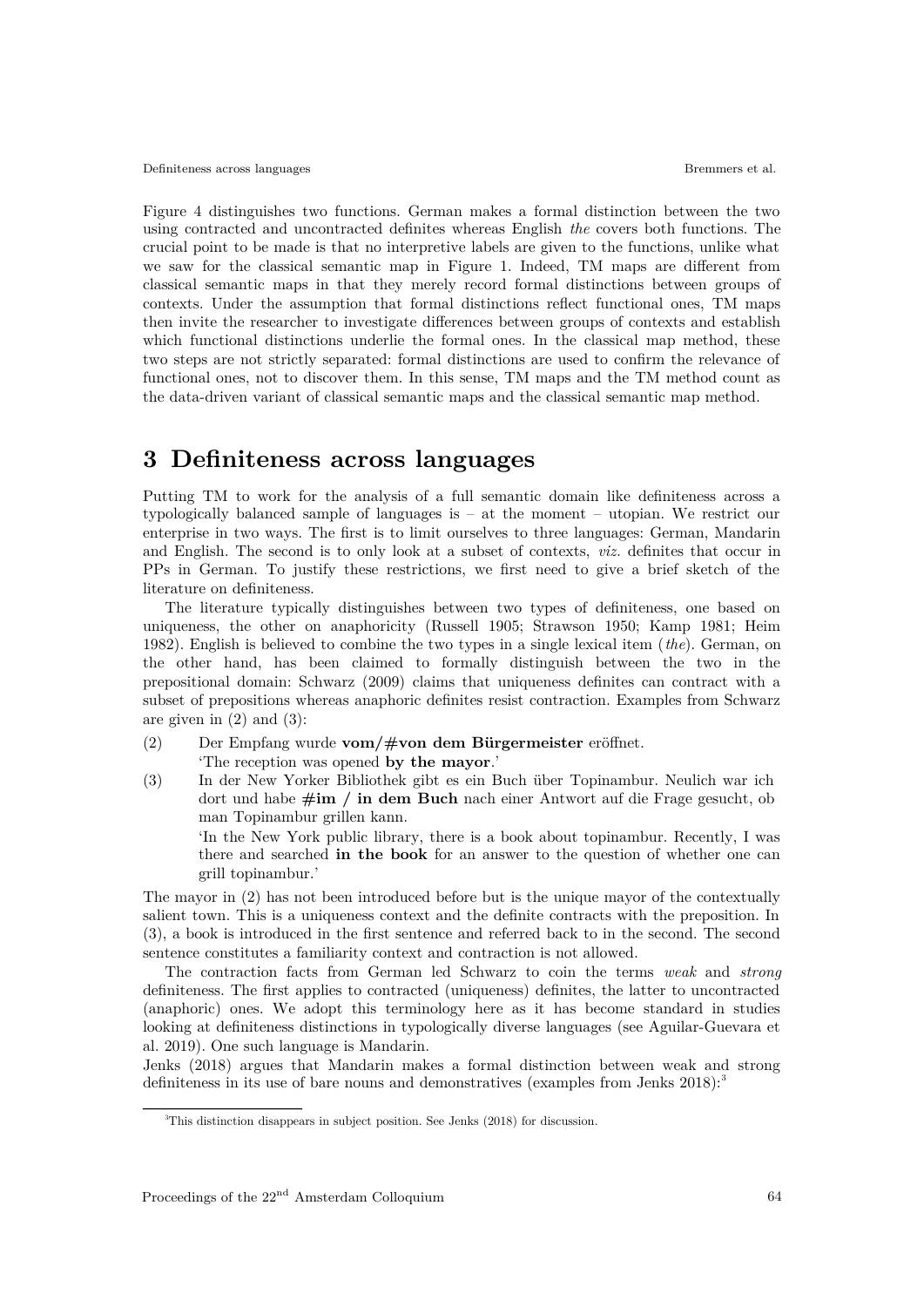Figure 4 distinguishes two functions. German makes a formal distinction between the two using contracted and uncontracted definites whereas English *the* covers both functions. The crucial point to be made is that no interpretive labels are given to the functions, unlike what we saw for the classical semantic map in Figure 1. Indeed, TM maps are different from classical semantic maps in that they merely record formal distinctions between groups of contexts. Under the assumption that formal distinctions reflect functional ones, TM maps then invite the researcher to investigate differences between groups of contexts and establish which functional distinctions underlie the formal ones. In the classical map method, these two steps are not strictly separated: formal distinctions are used to confirm the relevance of functional ones, not to discover them. In this sense, TM maps and the TM method count as the data-driven variant of classical semantic maps and the classical semantic map method.

# 3 Definiteness across languages

Putting TM to work for the analysis of a full semantic domain like definiteness across a typologically balanced sample of languages is – at the moment – utopian. We restrict our enterprise in two ways. The first is to limit ourselves to three languages: German, Mandarin and English. The second is to only look at a subset of contexts, *viz.* definites that occur in PPs in German. To justify these restrictions, we first need to give a brief sketch of the literature on definiteness.

The literature typically distinguishes between two types of definiteness, one based on uniqueness, the other on anaphoricity (Russell 1905; Strawson 1950; Kamp 1981; Heim 1982). English is believed to combine the two types in a single lexical item (*the*). German, on the other hand, has been claimed to formally distinguish between the two in the prepositional domain: Schwarz (2009) claims that uniqueness definites can contract with a subset of prepositions whereas anaphoric definites resist contraction. Examples from Schwarz are given in (2) and (3):

(2) Der Empfang wurde **vom/#von dem Bürgermeister** eröffnet.
'The reception was opened **by the mayor**.'

(3) In der New Yorker Bibliothek gibt es ein Buch über Topinambur. Neulich war ich dort und habe **#im / in dem Buch** nach einer Antwort auf die Frage gesucht, ob man Topinambur grillen kann.
'In the New York public library, there is a book about topinambur. Recently, I was there and searched **in the book** for an answer to the question of whether one can grill topinambur.'

The mayor in (2) has not been introduced before but is the unique mayor of the contextually salient town. This is a uniqueness context and the definite contracts with the preposition. In (3), a book is introduced in the first sentence and referred back to in the second. The second sentence constitutes a familiarity context and contraction is not allowed.

The contraction facts from German led Schwarz to coin the terms *weak* and *strong* definiteness. The first applies to contracted (uniqueness) definites, the latter to uncontracted (anaphoric) ones. We adopt this terminology here as it has become standard in studies looking at definiteness distinctions in typologically diverse languages (see Aguilar-Guevara et al. 2019). One such language is Mandarin.

Jenks (2018) argues that Mandarin makes a formal distinction between weak and strong definiteness in its use of bare nouns and demonstratives (examples from Jenks 2018):[3]

[3] This distinction disappears in subject position. See Jenks (2018) for discussion.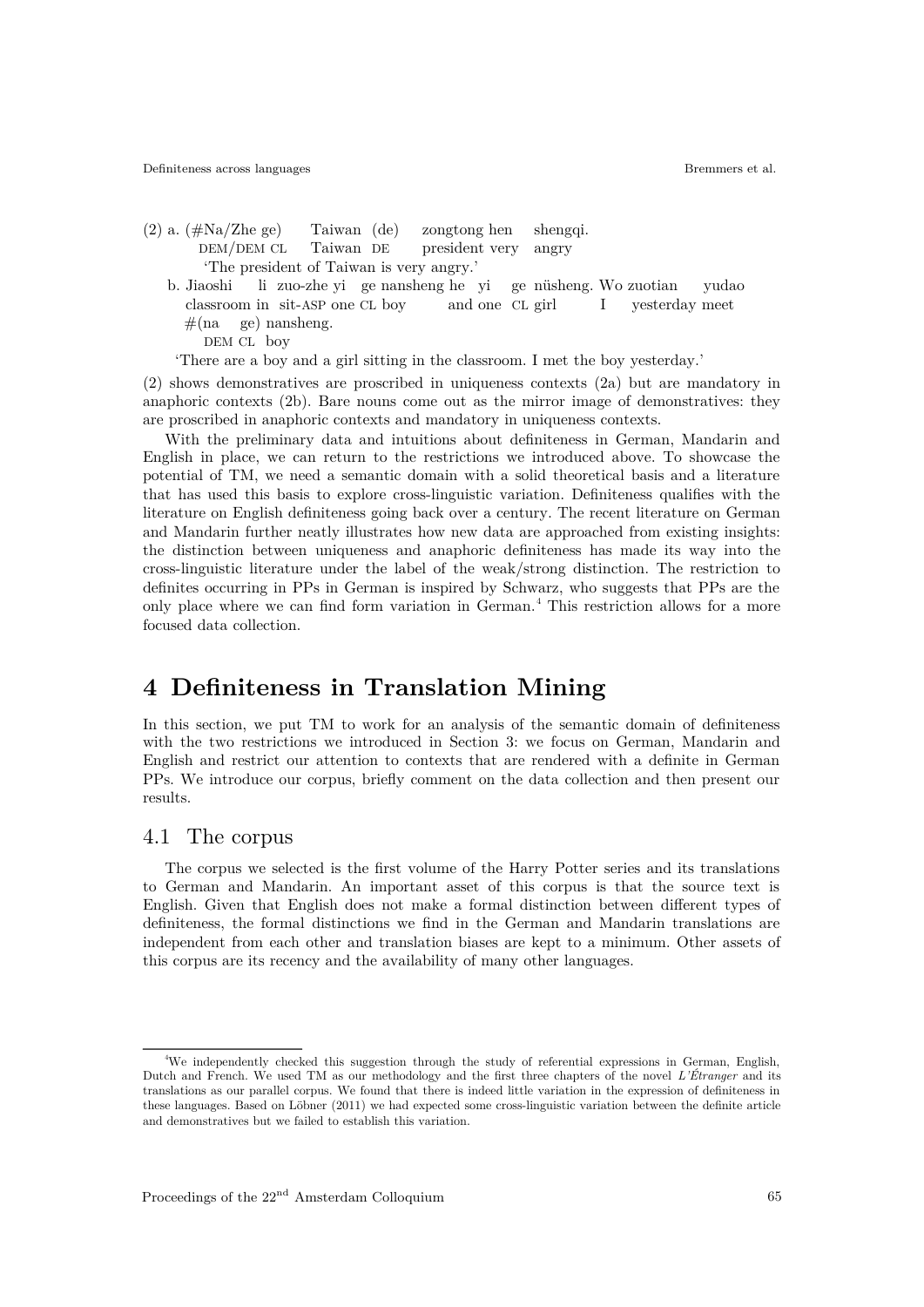(2) a. (#Na/Zhe ge) Taiwan (de) zongtong hen shengqi.
DEM/DEM CL Taiwan DE president very angry
'The president of Taiwan is very angry.'

b. Jiaoshi li zuo-zhe yi ge nansheng he yi ge nüsheng. Wo zuotian yudao
classroom in sit-ASP one CL boy and one CL girl I yesterday meet
#(na ge) nansheng.
DEM CL boy
'There are a boy and a girl sitting in the classroom. I met the boy yesterday.'

(2) shows demonstratives are proscribed in uniqueness contexts (2a) but are mandatory in anaphoric contexts (2b). Bare nouns come out as the mirror image of demonstratives: they are proscribed in anaphoric contexts and mandatory in uniqueness contexts.

With the preliminary data and intuitions about definiteness in German, Mandarin and English in place, we can return to the restrictions we introduced above. To showcase the potential of TM, we need a semantic domain with a solid theoretical basis and a literature that has used this basis to explore cross-linguistic variation. Definiteness qualifies with the literature on English definiteness going back over a century. The recent literature on German and Mandarin further neatly illustrates how new data are approached from existing insights: the distinction between uniqueness and anaphoric definiteness has made its way into the cross-linguistic literature under the label of the weak/strong distinction. The restriction to definites occurring in PPs in German is inspired by Schwarz, who suggests that PPs are the only place where we can find form variation in German.[4] This restriction allows for a more focused data collection.

# 4 Definiteness in Translation Mining

In this section, we put TM to work for an analysis of the semantic domain of definiteness with the two restrictions we introduced in Section 3: we focus on German, Mandarin and English and restrict our attention to contexts that are rendered with a definite in German PPs. We introduce our corpus, briefly comment on the data collection and then present our results.

## 4.1 The corpus

The corpus we selected is the first volume of the Harry Potter series and its translations to German and Mandarin. An important asset of this corpus is that the source text is English. Given that English does not make a formal distinction between different types of definiteness, the formal distinctions we find in the German and Mandarin translations are independent from each other and translation biases are kept to a minimum. Other assets of this corpus are its recency and the availability of many other languages.

[4] We independently checked this suggestion through the study of referential expressions in German, English, Dutch and French. We used TM as our methodology and the first three chapters of the novel *L'Étranger* and its translations as our parallel corpus. We found that there is indeed little variation in the expression of definiteness in these languages. Based on Löbner (2011) we had expected some cross-linguistic variation between the definite article and demonstratives but we failed to establish this variation.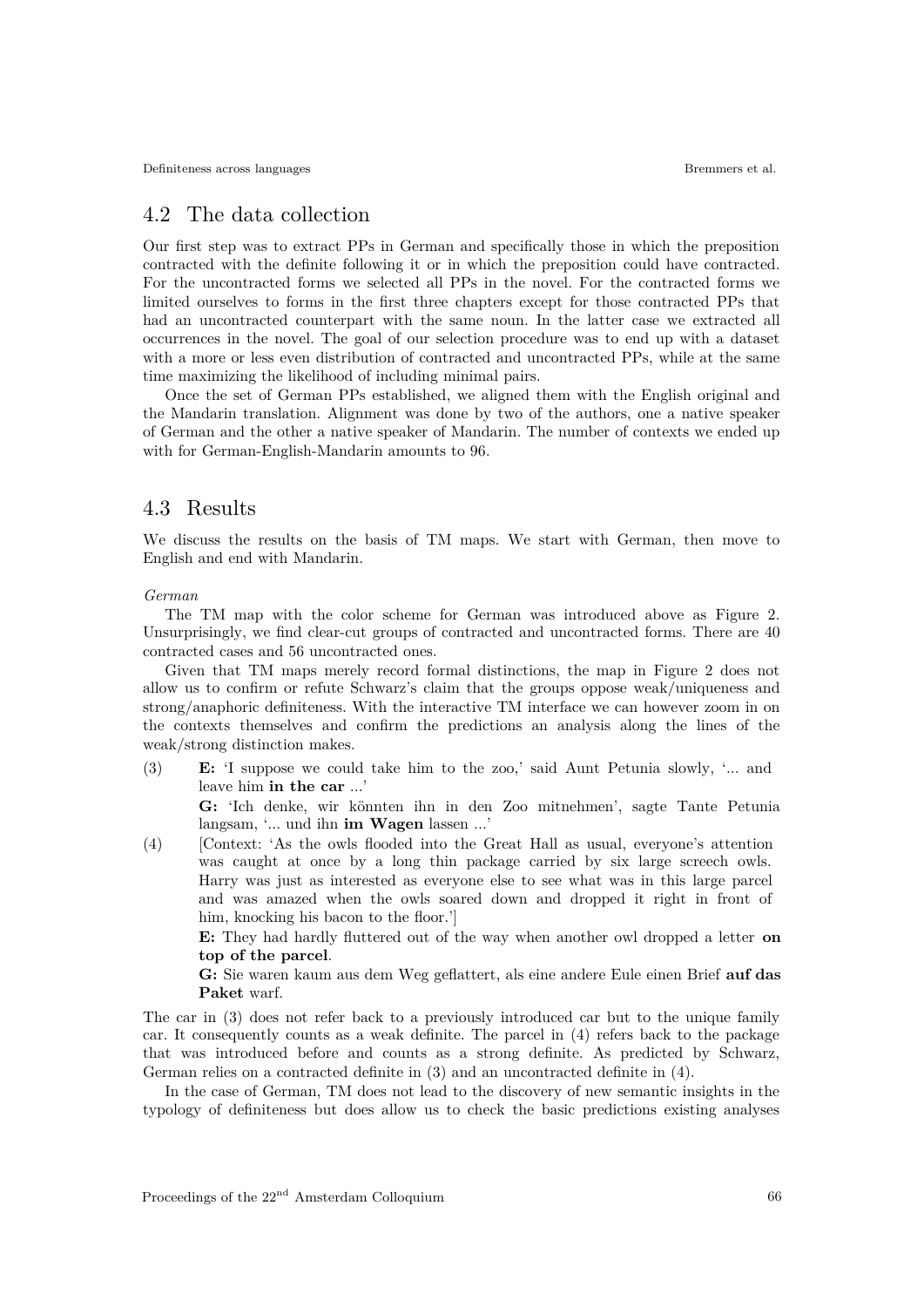## 4.2 The data collection

Our first step was to extract PPs in German and specifically those in which the preposition contracted with the definite following it or in which the preposition could have contracted. For the uncontracted forms we selected all PPs in the novel. For the contracted forms we limited ourselves to forms in the first three chapters except for those contracted PPs that had an uncontracted counterpart with the same noun. In the latter case we extracted all occurrences in the novel. The goal of our selection procedure was to end up with a dataset with a more or less even distribution of contracted and uncontracted PPs, while at the same time maximizing the likelihood of including minimal pairs.

Once the set of German PPs established, we aligned them with the English original and the Mandarin translation. Alignment was done by two of the authors, one a native speaker of German and the other a native speaker of Mandarin. The number of contexts we ended up with for German-English-Mandarin amounts to 96.

## 4.3 Results

We discuss the results on the basis of TM maps. We start with German, then move to English and end with Mandarin.

*German*

The TM map with the color scheme for German was introduced above as Figure 2. Unsurprisingly, we find clear-cut groups of contracted and uncontracted forms. There are 40 contracted cases and 56 uncontracted ones.

Given that TM maps merely record formal distinctions, the map in Figure 2 does not allow us to confirm or refute Schwarz's claim that the groups oppose weak/uniqueness and strong/anaphoric definiteness. With the interactive TM interface we can however zoom in on the contexts themselves and confirm the predictions an analysis along the lines of the weak/strong distinction makes.

(3) **E:** 'I suppose we could take him to the zoo,' said Aunt Petunia slowly, '... and leave him **in the car** ...'

**G:** 'Ich denke, wir könnten ihn in den Zoo mitnehmen', sagte Tante Petunia langsam, '... und ihn **im Wagen** lassen ...'

(4) [Context: 'As the owls flooded into the Great Hall as usual, everyone's attention was caught at once by a long thin package carried by six large screech owls. Harry was just as interested as everyone else to see what was in this large parcel and was amazed when the owls soared down and dropped it right in front of him, knocking his bacon to the floor.']

**E:** They had hardly fluttered out of the way when another owl dropped a letter **on top of the parcel**.

**G:** Sie waren kaum aus dem Weg geflattert, als eine andere Eule einen Brief **auf das Paket** warf.

The car in (3) does not refer back to a previously introduced car but to the unique family car. It consequently counts as a weak definite. The parcel in (4) refers back to the package that was introduced before and counts as a strong definite. As predicted by Schwarz, German relies on a contracted definite in (3) and an uncontracted definite in (4).

In the case of German, TM does not lead to the discovery of new semantic insights in the typology of definiteness but does allow us to check the basic predictions existing analyses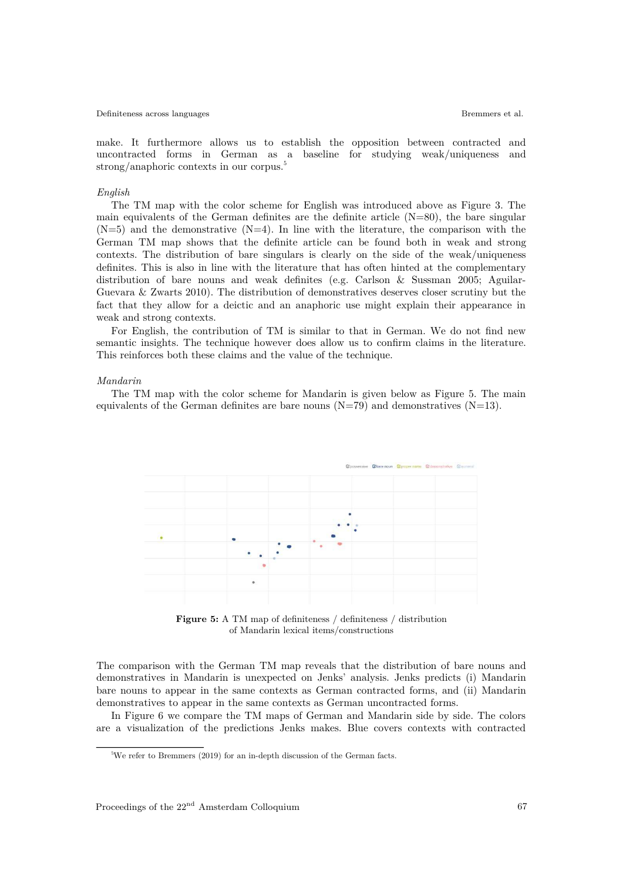make. It furthermore allows us to establish the opposition between contracted and uncontracted forms in German as a baseline for studying weak/uniqueness and strong/anaphoric contexts in our corpus.[5]

*English*

The TM map with the color scheme for English was introduced above as Figure 3. The main equivalents of the German definites are the definite article (N=80), the bare singular (N=5) and the demonstrative (N=4). In line with the literature, the comparison with the German TM map shows that the definite article can be found both in weak and strong contexts. The distribution of bare singulars is clearly on the side of the weak/uniqueness definites. This is also in line with the literature that has often hinted at the complementary distribution of bare nouns and weak definites (e.g. Carlson & Sussman 2005; Aguilar-Guevara & Zwarts 2010). The distribution of demonstratives deserves closer scrutiny but the fact that they allow for a deictic and an anaphoric use might explain their appearance in weak and strong contexts.

For English, the contribution of TM is similar to that in German. We do not find new semantic insights. The technique however does allow us to confirm claims in the literature. This reinforces both these claims and the value of the technique.

*Mandarin*

The TM map with the color scheme for Mandarin is given below as Figure 5. The main equivalents of the German definites are bare nouns (N=79) and demonstratives (N=13).

**Figure 5:** A TM map of definiteness / definiteness / distribution of Mandarin lexical items/constructions

The comparison with the German TM map reveals that the distribution of bare nouns and demonstratives in Mandarin is unexpected on Jenks' analysis. Jenks predicts (i) Mandarin bare nouns to appear in the same contexts as German contracted forms, and (ii) Mandarin demonstratives to appear in the same contexts as German uncontracted forms.

In Figure 6 we compare the TM maps of German and Mandarin side by side. The colors are a visualization of the predictions Jenks makes. Blue covers contexts with contracted

[5] We refer to Bremmers (2019) for an in-depth discussion of the German facts.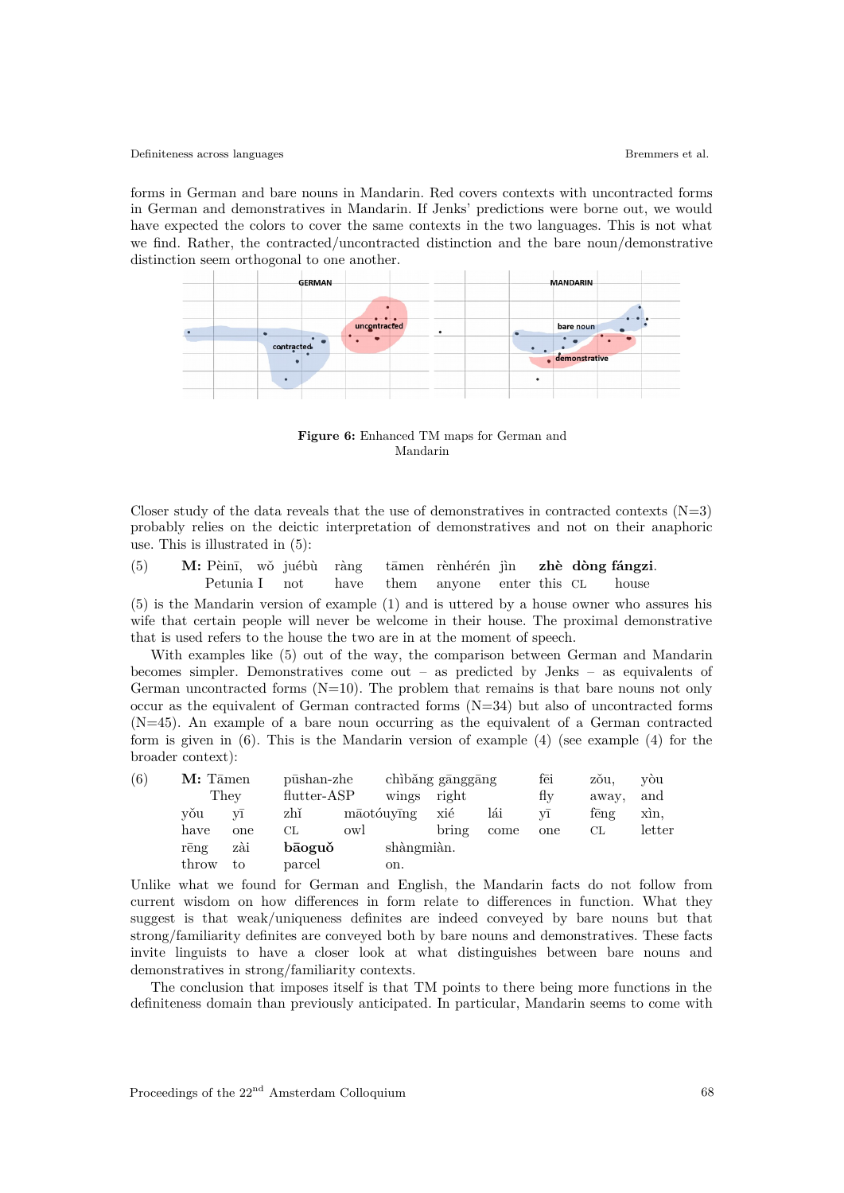forms in German and bare nouns in Mandarin. Red covers contexts with uncontracted forms in German and demonstratives in Mandarin. If Jenks' predictions were borne out, we would have expected the colors to cover the same contexts in the two languages. This is not what we find. Rather, the contracted/uncontracted distinction and the bare noun/demonstrative distinction seem orthogonal to one another.

**Figure 6:** Enhanced TM maps for German and Mandarin

Closer study of the data reveals that the use of demonstratives in contracted contexts (N=3) probably relies on the deictic interpretation of demonstratives and not on their anaphoric use. This is illustrated in (5):

(5) **M:** Pèinī, wǒ juébù ràng tāmen rènhérén jìn **zhè dòng fángzi**.
Petunia I not have them anyone enter this CL house

(5) is the Mandarin version of example (1) and is uttered by a house owner who assures his wife that certain people will never be welcome in their house. The proximal demonstrative that is used refers to the house the two are in at the moment of speech.

With examples like (5) out of the way, the comparison between German and Mandarin becomes simpler. Demonstratives come out – as predicted by Jenks – as equivalents of German uncontracted forms (N=10). The problem that remains is that bare nouns not only occur as the equivalent of German contracted forms (N=34) but also of uncontracted forms (N=45). An example of a bare noun occurring as the equivalent of a German contracted form is given in (6). This is the Mandarin version of example (4) (see example (4) for the broader context):

(6) **M:** Tāmen pūshan-zhe chìbǎng gānggāng fēi zǒu, yòu
They flutter-ASP wings right fly away, and
yǒu yī zhī māotóuyīng xié lái yī fēng xìn,
have one CL owl bring come one CL letter
rēng zài **bāoguǒ** shàngmiàn.
throw to parcel on.

Unlike what we found for German and English, the Mandarin facts do not follow from current wisdom on how differences in form relate to differences in function. What they suggest is that weak/uniqueness definites are indeed conveyed by bare nouns but that strong/familiarity definites are conveyed both by bare nouns and demonstratives. These facts invite linguists to have a closer look at what distinguishes between bare nouns and demonstratives in strong/familiarity contexts.

The conclusion that imposes itself is that TM points to there being more functions in the definiteness domain than previously anticipated. In particular, Mandarin seems to come with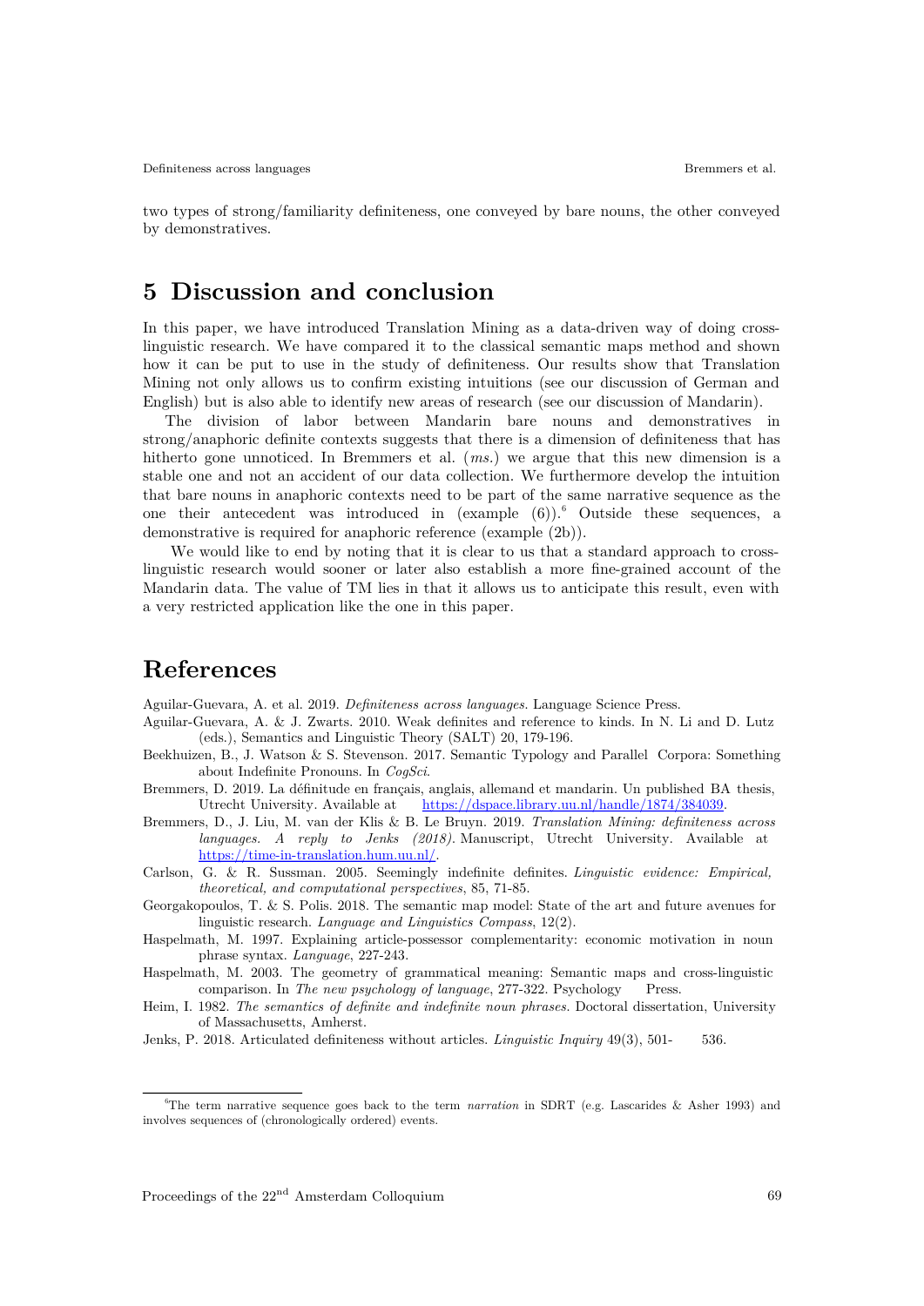two types of strong/familiarity definiteness, one conveyed by bare nouns, the other conveyed by demonstratives.

# 5 Discussion and conclusion

In this paper, we have introduced Translation Mining as a data-driven way of doing cross-linguistic research. We have compared it to the classical semantic maps method and shown how it can be put to use in the study of definiteness. Our results show that Translation Mining not only allows us to confirm existing intuitions (see our discussion of German and English) but is also able to identify new areas of research (see our discussion of Mandarin).

The division of labor between Mandarin bare nouns and demonstratives in strong/anaphoric definite contexts suggests that there is a dimension of definiteness that has hitherto gone unnoticed. In Bremmers et al. (*ms.*) we argue that this new dimension is a stable one and not an accident of our data collection. We furthermore develop the intuition that bare nouns in anaphoric contexts need to be part of the same narrative sequence as the one their antecedent was introduced in (example (6)).[6] Outside these sequences, a demonstrative is required for anaphoric reference (example (2b)).

We would like to end by noting that it is clear to us that a standard approach to cross-linguistic research would sooner or later also establish a more fine-grained account of the Mandarin data. The value of TM lies in that it allows us to anticipate this result, even with a very restricted application like the one in this paper.

# References

Aguilar-Guevara, A. et al. 2019. *Definiteness across languages.* Language Science Press.

Aguilar-Guevara, A. & J. Zwarts. 2010. Weak definites and reference to kinds. In N. Li and D. Lutz (eds.), Semantics and Linguistic Theory (SALT) 20, 179-196.

Beekhuizen, B., J. Watson & S. Stevenson. 2017. Semantic Typology and Parallel Corpora: Something about Indefinite Pronouns. In *CogSci*.

Bremmers, D. 2019. La définitude en français, anglais, allemand et mandarin. Un published BA thesis, Utrecht University. Available at https://dspace.library.uu.nl/handle/1874/384039.

Bremmers, D., J. Liu, M. van der Klis & B. Le Bruyn. 2019. *Translation Mining: definiteness across languages. A reply to Jenks (2018).* Manuscript, Utrecht University. Available at https://time-in-translation.hum.uu.nl/.

Carlson, G. & R. Sussman. 2005. Seemingly indefinite definites. *Linguistic evidence: Empirical, theoretical, and computational perspectives*, 85, 71-85.

Georgakopoulos, T. & S. Polis. 2018. The semantic map model: State of the art and future avenues for linguistic research. *Language and Linguistics Compass*, 12(2).

Haspelmath, M. 1997. Explaining article-possessor complementarity: economic motivation in noun phrase syntax. *Language*, 227-243.

Haspelmath, M. 2003. The geometry of grammatical meaning: Semantic maps and cross-linguistic comparison. In *The new psychology of language*, 277-322. Psychology Press.

Heim, I. 1982. *The semantics of definite and indefinite noun phrases.* Doctoral dissertation, University of Massachusetts, Amherst.

Jenks, P. 2018. Articulated definiteness without articles. *Linguistic Inquiry* 49(3), 501- 536.

[6] The term narrative sequence goes back to the term *narration* in SDRT (e.g. Lascarides & Asher 1993) and involves sequences of (chronologically ordered) events.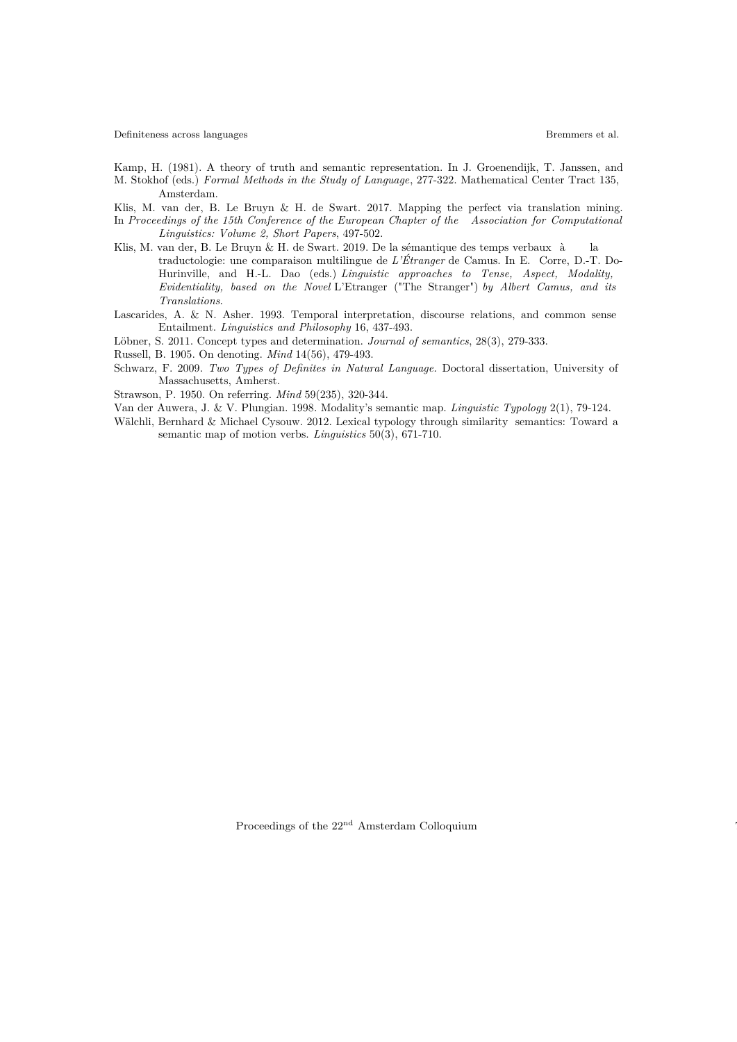Kamp, H. (1981). A theory of truth and semantic representation. In J. Groenendijk, T. Janssen, and M. Stokhof (eds.) *Formal Methods in the Study of Language*, 277-322. Mathematical Center Tract 135, Amsterdam.

Klis, M. van der, B. Le Bruyn & H. de Swart. 2017. Mapping the perfect via translation mining. In *Proceedings of the 15th Conference of the European Chapter of the Association for Computational Linguistics: Volume 2, Short Papers*, 497-502.

Klis, M. van der, B. Le Bruyn & H. de Swart. 2019. De la sémantique des temps verbaux à la traductologie: une comparaison multilingue de *L'Étranger* de Camus. In E. Corre, D.-T. Do-Hurinville, and H.-L. Dao (eds.) *Linguistic approaches to Tense, Aspect, Modality, Evidentiality, based on the Novel* L'Etranger ("The Stranger") *by Albert Camus, and its Translations.*

Lascarides, A. & N. Asher. 1993. Temporal interpretation, discourse relations, and common sense Entailment. *Linguistics and Philosophy* 16, 437-493.

Löbner, S. 2011. Concept types and determination. *Journal of semantics*, 28(3), 279-333.

Russell, B. 1905. On denoting. *Mind* 14(56), 479-493.

Schwarz, F. 2009. *Two Types of Definites in Natural Language.* Doctoral dissertation, University of Massachusetts, Amherst.

Strawson, P. 1950. On referring. *Mind* 59(235), 320-344.

Van der Auwera, J. & V. Plungian. 1998. Modality's semantic map. *Linguistic Typology* 2(1), 79-124.

Wälchli, Bernhard & Michael Cysouw. 2012. Lexical typology through similarity semantics: Toward a semantic map of motion verbs. *Linguistics* 50(3), 671-710.